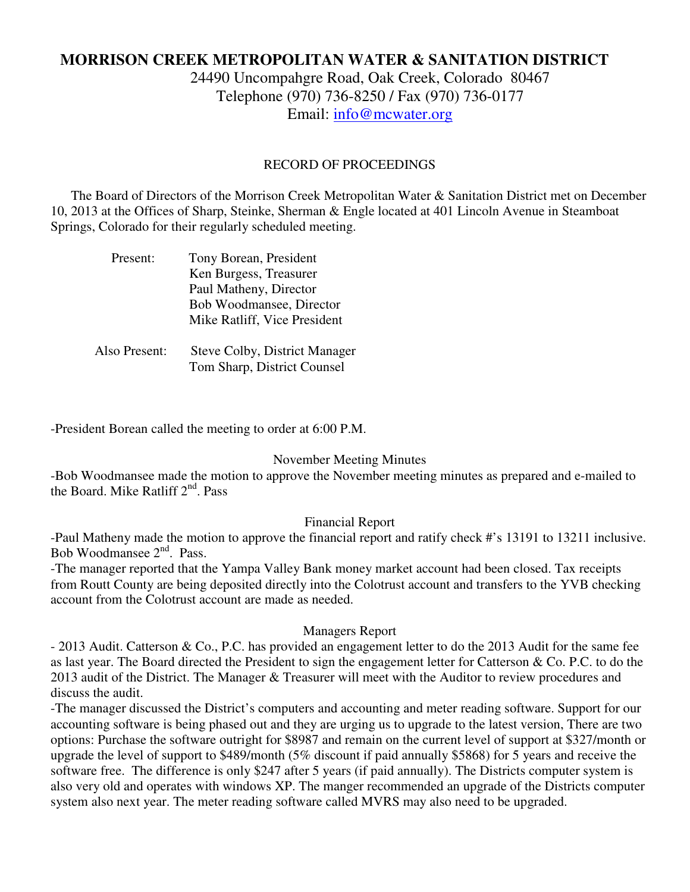# MORRISON CREEK METROPOLITAN WATER & SANITATION DISTRICT

24490 Uncompahgre Road, Oak Creek, Colorado 80467
Telephone (970) 736-8250 / Fax (970) 736-0177
Email: info@mcwater.org

RECORD OF PROCEEDINGS

The Board of Directors of the Morrison Creek Metropolitan Water & Sanitation District met on December 10, 2013 at the Offices of Sharp, Steinke, Sherman & Engle located at 401 Lincoln Avenue in Steamboat Springs, Colorado for their regularly scheduled meeting.

Present: Tony Borean, President
Ken Burgess, Treasurer
Paul Matheny, Director
Bob Woodmansee, Director
Mike Ratliff, Vice President

Also Present: Steve Colby, District Manager
Tom Sharp, District Counsel

-President Borean called the meeting to order at 6:00 P.M.

November Meeting Minutes

-Bob Woodmansee made the motion to approve the November meeting minutes as prepared and e-mailed to the Board. Mike Ratliff 2nd. Pass

Financial Report

-Paul Matheny made the motion to approve the financial report and ratify check #'s 13191 to 13211 inclusive. Bob Woodmansee 2nd. Pass.

-The manager reported that the Yampa Valley Bank money market account had been closed. Tax receipts from Routt County are being deposited directly into the Colotrust account and transfers to the YVB checking account from the Colotrust account are made as needed.

Managers Report

- 2013 Audit. Catterson & Co., P.C. has provided an engagement letter to do the 2013 Audit for the same fee as last year. The Board directed the President to sign the engagement letter for Catterson & Co. P.C. to do the 2013 audit of the District. The Manager & Treasurer will meet with the Auditor to review procedures and discuss the audit.

-The manager discussed the District's computers and accounting and meter reading software. Support for our accounting software is being phased out and they are urging us to upgrade to the latest version, There are two options: Purchase the software outright for $8987 and remain on the current level of support at $327/month or upgrade the level of support to $489/month (5% discount if paid annually $5868) for 5 years and receive the software free. The difference is only $247 after 5 years (if paid annually). The Districts computer system is also very old and operates with windows XP. The manger recommended an upgrade of the Districts computer system also next year. The meter reading software called MVRS may also need to be upgraded.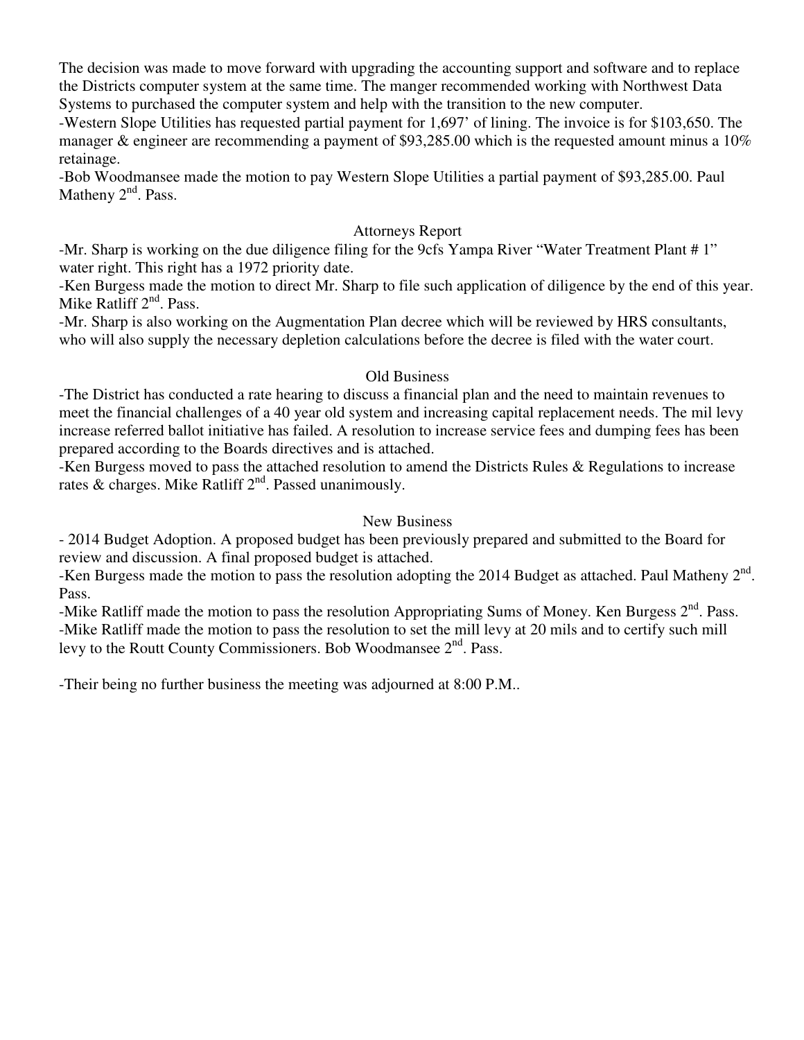The decision was made to move forward with upgrading the accounting support and software and to replace the Districts computer system at the same time. The manger recommended working with Northwest Data Systems to purchased the computer system and help with the transition to the new computer.

-Western Slope Utilities has requested partial payment for 1,697' of lining. The invoice is for $103,650. The manager & engineer are recommending a payment of $93,285.00 which is the requested amount minus a 10% retainage.

-Bob Woodmansee made the motion to pay Western Slope Utilities a partial payment of $93,285.00. Paul Matheny 2nd. Pass.

## Attorneys Report

-Mr. Sharp is working on the due diligence filing for the 9cfs Yampa River "Water Treatment Plant # 1" water right. This right has a 1972 priority date.

-Ken Burgess made the motion to direct Mr. Sharp to file such application of diligence by the end of this year. Mike Ratliff 2nd. Pass.

-Mr. Sharp is also working on the Augmentation Plan decree which will be reviewed by HRS consultants, who will also supply the necessary depletion calculations before the decree is filed with the water court.

## Old Business

-The District has conducted a rate hearing to discuss a financial plan and the need to maintain revenues to meet the financial challenges of a 40 year old system and increasing capital replacement needs. The mil levy increase referred ballot initiative has failed. A resolution to increase service fees and dumping fees has been prepared according to the Boards directives and is attached.

-Ken Burgess moved to pass the attached resolution to amend the Districts Rules & Regulations to increase rates & charges. Mike Ratliff 2nd. Passed unanimously.

## New Business

- 2014 Budget Adoption. A proposed budget has been previously prepared and submitted to the Board for review and discussion. A final proposed budget is attached.

-Ken Burgess made the motion to pass the resolution adopting the 2014 Budget as attached. Paul Matheny 2nd. Pass.

-Mike Ratliff made the motion to pass the resolution Appropriating Sums of Money. Ken Burgess 2nd. Pass.

-Mike Ratliff made the motion to pass the resolution to set the mill levy at 20 mils and to certify such mill levy to the Routt County Commissioners. Bob Woodmansee 2nd. Pass.

-Their being no further business the meeting was adjourned at 8:00 P.M..